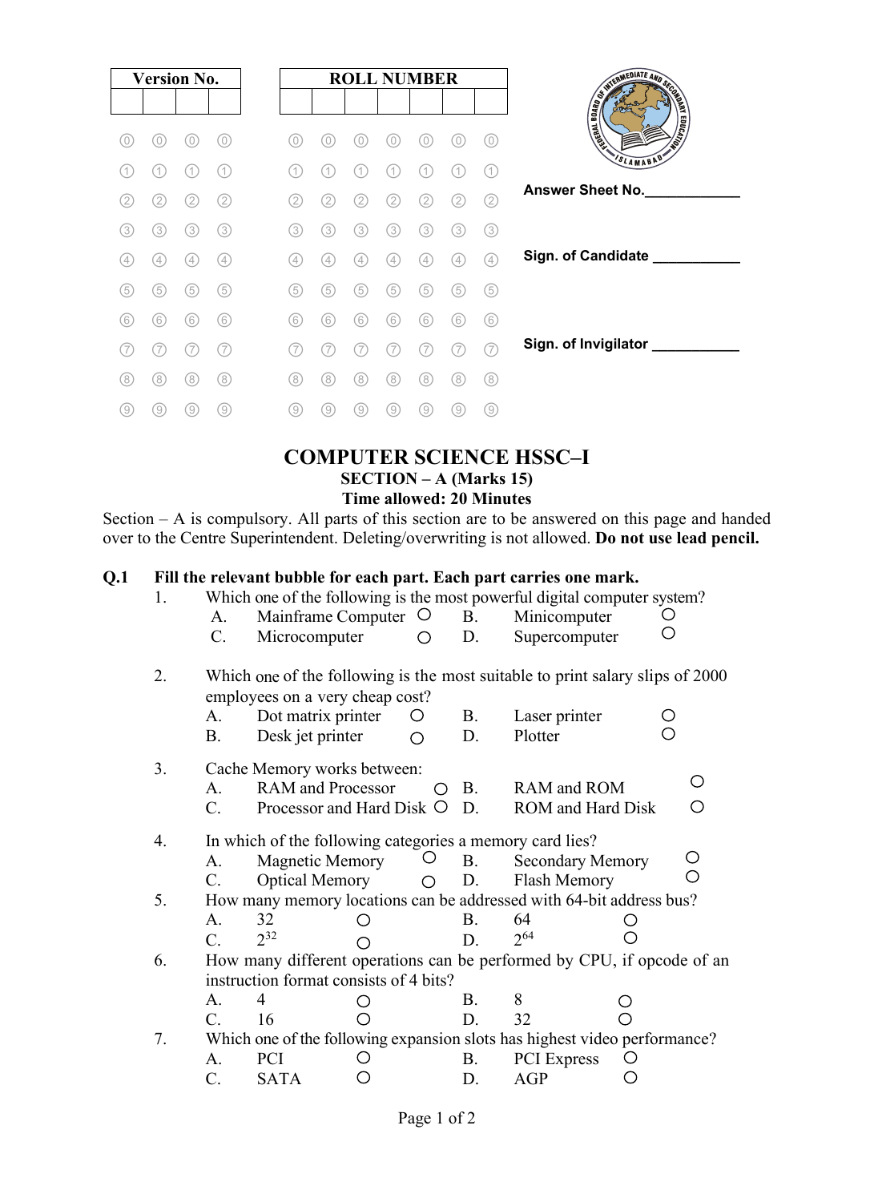| Version No. | | | |
|---|---|---|---|
| | | | |

| ROLL NUMBER | | | | | | |
|---|---|---|---|---|---|---|
| | | | | | | |

Answer Sheet No.____________

Sign. of Candidate ___________

Sign. of Invigilator ___________

# COMPUTER SCIENCE HSSC–I

## SECTION – A (Marks 15)

**Time allowed: 20 Minutes**

Section – A is compulsory. All parts of this section are to be answered on this page and handed over to the Centre Superintendent. Deleting/overwriting is not allowed. **Do not use lead pencil.**

**Q.1 Fill the relevant bubble for each part. Each part carries one mark.**

1. Which one of the following is the most powerful digital computer system?
   - A. Mainframe Computer ○
   - B. Minicomputer ○
   - C. Microcomputer ○
   - D. Supercomputer ○

2. Which one of the following is the most suitable to print salary slips of 2000 employees on a very cheap cost?
   - A. Dot matrix printer ○
   - B. Laser printer ○
   - B. Desk jet printer ○
   - D. Plotter ○

3. Cache Memory works between:
   - A. RAM and Processor ○
   - B. RAM and ROM ○
   - C. Processor and Hard Disk ○
   - D. ROM and Hard Disk ○

4. In which of the following categories a memory card lies?
   - A. Magnetic Memory ○
   - B. Secondary Memory ○
   - C. Optical Memory ○
   - D. Flash Memory ○

5. How many memory locations can be addressed with 64-bit address bus?
   - A. 32 ○
   - B. 64 ○
   - C. $2^{32}$ ○
   - D. $2^{64}$ ○

6. How many different operations can be performed by CPU, if opcode of an instruction format consists of 4 bits?
   - A. 4 ○
   - B. 8 ○
   - C. 16 ○
   - D. 32 ○

7. Which one of the following expansion slots has highest video performance?
   - A. PCI ○
   - B. PCI Express ○
   - C. SATA ○
   - D. AGP ○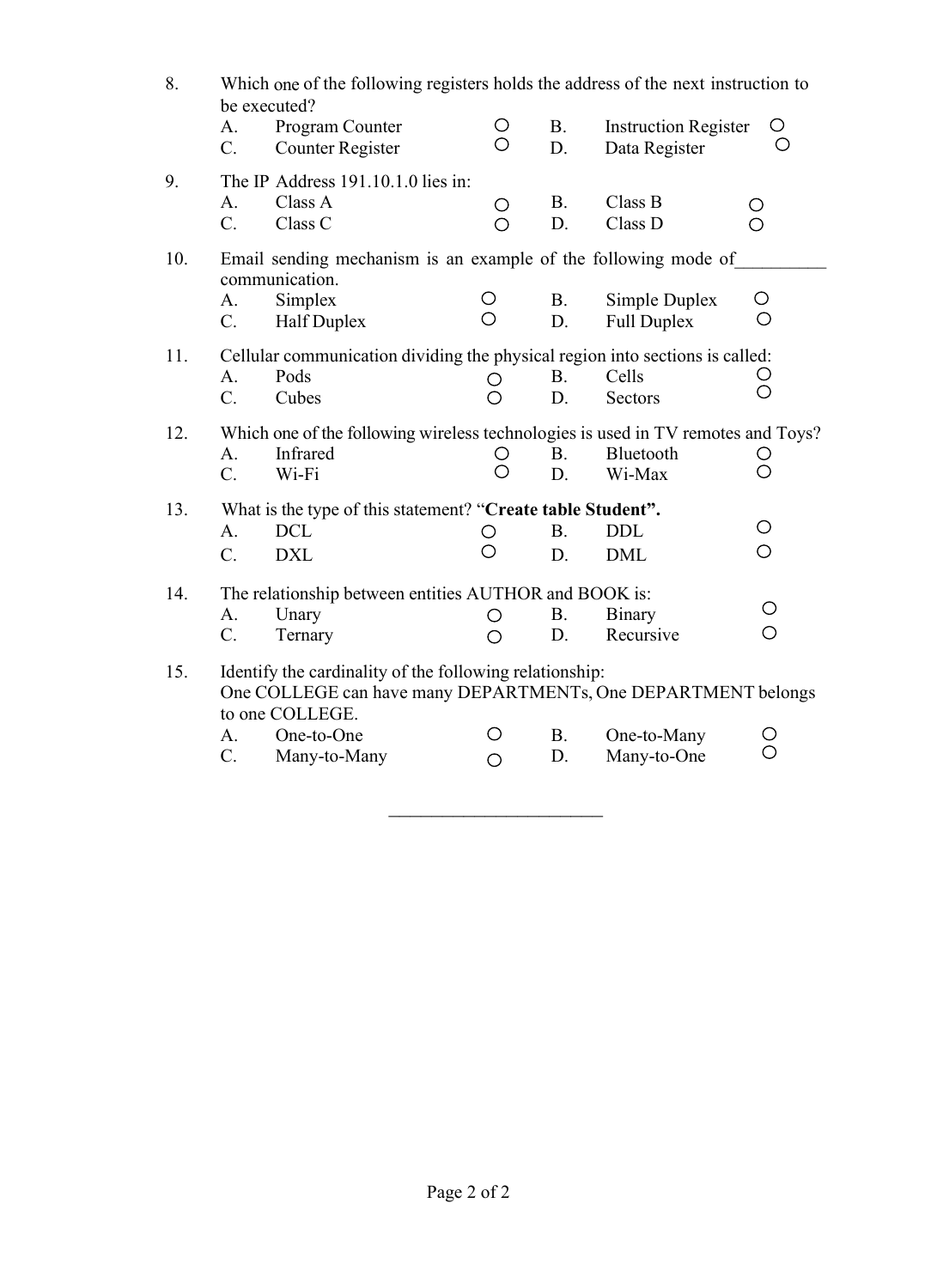8. Which one of the following registers holds the address of the next instruction to be executed?

   | | | | |
   |---|---|---|---|
   | A. | Program Counter ○ | B. | Instruction Register ○ |
   | C. | Counter Register ○ | D. | Data Register ○ |

9. The IP Address 191.10.1.0 lies in:

   | | | | |
   |---|---|---|---|
   | A. | Class A ○ | B. | Class B ○ |
   | C. | Class C ○ | D. | Class D ○ |

10. Email sending mechanism is an example of the following mode of__________ communication.

    | | | | |
    |---|---|---|---|
    | A. | Simplex ○ | B. | Simple Duplex ○ |
    | C. | Half Duplex ○ | D. | Full Duplex ○ |

11. Cellular communication dividing the physical region into sections is called:

    | | | | |
    |---|---|---|---|
    | A. | Pods ○ | B. | Cells ○ |
    | C. | Cubes ○ | D. | Sectors ○ |

12. Which one of the following wireless technologies is used in TV remotes and Toys?

    | | | | |
    |---|---|---|---|
    | A. | Infrared ○ | B. | Bluetooth ○ |
    | C. | Wi-Fi ○ | D. | Wi-Max ○ |

13. What is the type of this statement? "**Create table Student**".

    | | | | |
    |---|---|---|---|
    | A. | DCL ○ | B. | DDL ○ |
    | C. | DXL ○ | D. | DML ○ |

14. The relationship between entities AUTHOR and BOOK is:

    | | | | |
    |---|---|---|---|
    | A. | Unary ○ | B. | Binary ○ |
    | C. | Ternary ○ | D. | Recursive ○ |

15. Identify the cardinality of the following relationship:
    One COLLEGE can have many DEPARTMENTs, One DEPARTMENT belongs to one COLLEGE.

    | | | | |
    |---|---|---|---|
    | A. | One-to-One ○ | B. | One-to-Many ○ |
    | C. | Many-to-Many ○ | D. | Many-to-One ○ |

________________________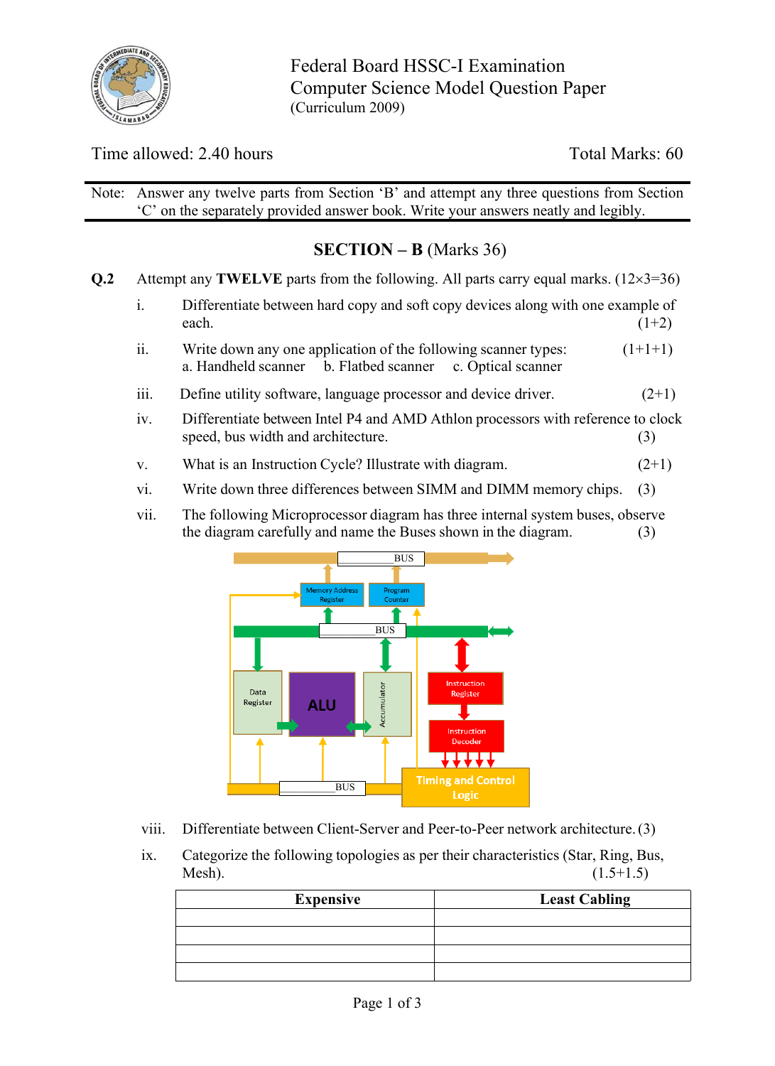Federal Board HSSC-I Examination
Computer Science Model Question Paper
(Curriculum 2009)

Time allowed: 2.40 hours Total Marks: 60

Note: Answer any twelve parts from Section ‘B’ and attempt any three questions from Section ‘C’ on the separately provided answer book. Write your answers neatly and legibly.

## SECTION – B (Marks 36)

**Q.2** Attempt any **TWELVE** parts from the following. All parts carry equal marks. (12×3=36)

i. Differentiate between hard copy and soft copy devices along with one example of each. (1+2)

ii. Write down any one application of the following scanner types: (1+1+1)
a. Handheld scanner b. Flatbed scanner c. Optical scanner

iii. Define utility software, language processor and device driver. (2+1)

iv. Differentiate between Intel P4 and AMD Athlon processors with reference to clock speed, bus width and architecture. (3)

v. What is an Instruction Cycle? Illustrate with diagram. (2+1)

vi. Write down three differences between SIMM and DIMM memory chips. (3)

vii. The following Microprocessor diagram has three internal system buses, observe the diagram carefully and name the Buses shown in the diagram. (3)

__________BUS

Memory Address Register | Program Counter

__________BUS

Data Register | ALU | Accumulator | Instruction Register | Instruction Decoder

__________BUS | Timing and Control Logic

viii. Differentiate between Client-Server and Peer-to-Peer network architecture. (3)

ix. Categorize the following topologies as per their characteristics (Star, Ring, Bus, Mesh). (1.5+1.5)

| Expensive | Least Cabling |
|---|---|
| | |
| | |
| | |
| | |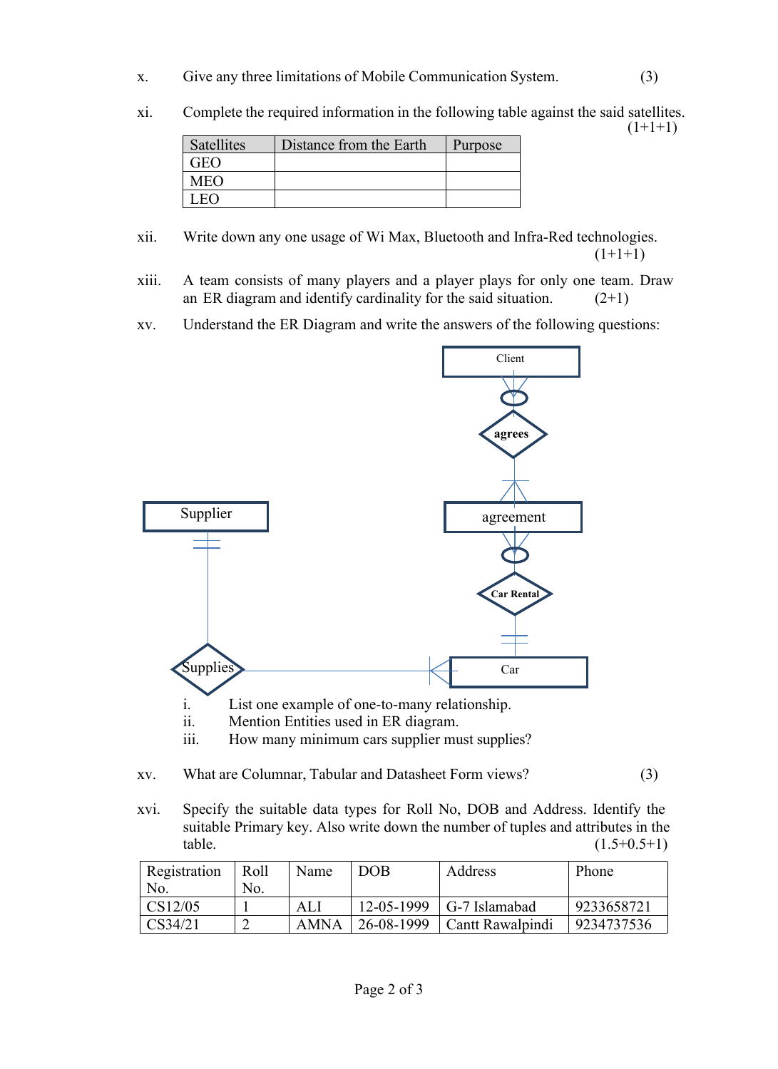x. Give any three limitations of Mobile Communication System. (3)

xi. Complete the required information in the following table against the said satellites. (1+1+1)

| Satellites | Distance from the Earth | Purpose |
|---|---|---|
| GEO | | |
| MEO | | |
| LEO | | |

xii. Write down any one usage of Wi Max, Bluetooth and Infra-Red technologies. (1+1+1)

xiii. A team consists of many players and a player plays for only one team. Draw an ER diagram and identify cardinality for the said situation. (2+1)

xv. Understand the ER Diagram and write the answers of the following questions:

Client

agrees

agreement

Car Rental

Supplier

Supplies

Car

i. List one example of one-to-many relationship.
ii. Mention Entities used in ER diagram.
iii. How many minimum cars supplier must supplies?

xv. What are Columnar, Tabular and Datasheet Form views? (3)

xvi. Specify the suitable data types for Roll No, DOB and Address. Identify the suitable Primary key. Also write down the number of tuples and attributes in the table. (1.5+0.5+1)

| Registration No. | Roll No. | Name | DOB | Address | Phone |
|---|---|---|---|---|---|
| CS12/05 | 1 | ALI | 12-05-1999 | G-7 Islamabad | 9233658721 |
| CS34/21 | 2 | AMNA | 26-08-1999 | Cantt Rawalpindi | 9234737536 |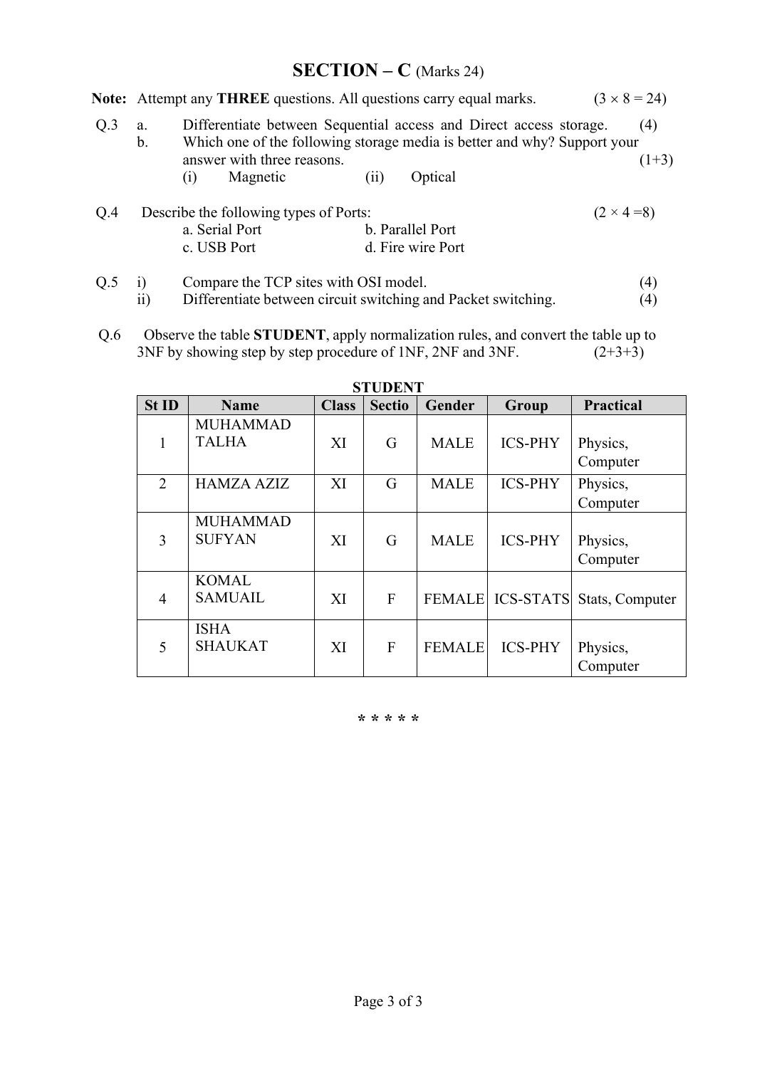## SECTION – C (Marks 24)

**Note:** Attempt any **THREE** questions. All questions carry equal marks. (3 × 8 = 24)

**Q.3** a. Differentiate between Sequential access and Direct access storage. (4)

b. Which one of the following storage media is better and why? Support your answer with three reasons. (1+3)

(i) Magnetic (ii) Optical

**Q.4** Describe the following types of Ports: (2 × 4 =8)

a. Serial Port b. Parallel Port

c. USB Port d. Fire wire Port

**Q.5** i) Compare the TCP sites with OSI model. (4)

ii) Differentiate between circuit switching and Packet switching. (4)

**Q.6** Observe the table **STUDENT**, apply normalization rules, and convert the table up to 3NF by showing step by step procedure of 1NF, 2NF and 3NF. (2+3+3)

**STUDENT**

| St ID | Name | Class | Sectio | Gender | Group | Practical |
|---|---|---|---|---|---|---|
| 1 | MUHAMMAD TALHA | XI | G | MALE | ICS-PHY | Physics, Computer |
| 2 | HAMZA AZIZ | XI | G | MALE | ICS-PHY | Physics, Computer |
| 3 | MUHAMMAD SUFYAN | XI | G | MALE | ICS-PHY | Physics, Computer |
| 4 | KOMAL SAMUAIL | XI | F | FEMALE | ICS-STATS | Stats, Computer |
| 5 | ISHA SHAUKAT | XI | F | FEMALE | ICS-PHY | Physics, Computer |

* * * * *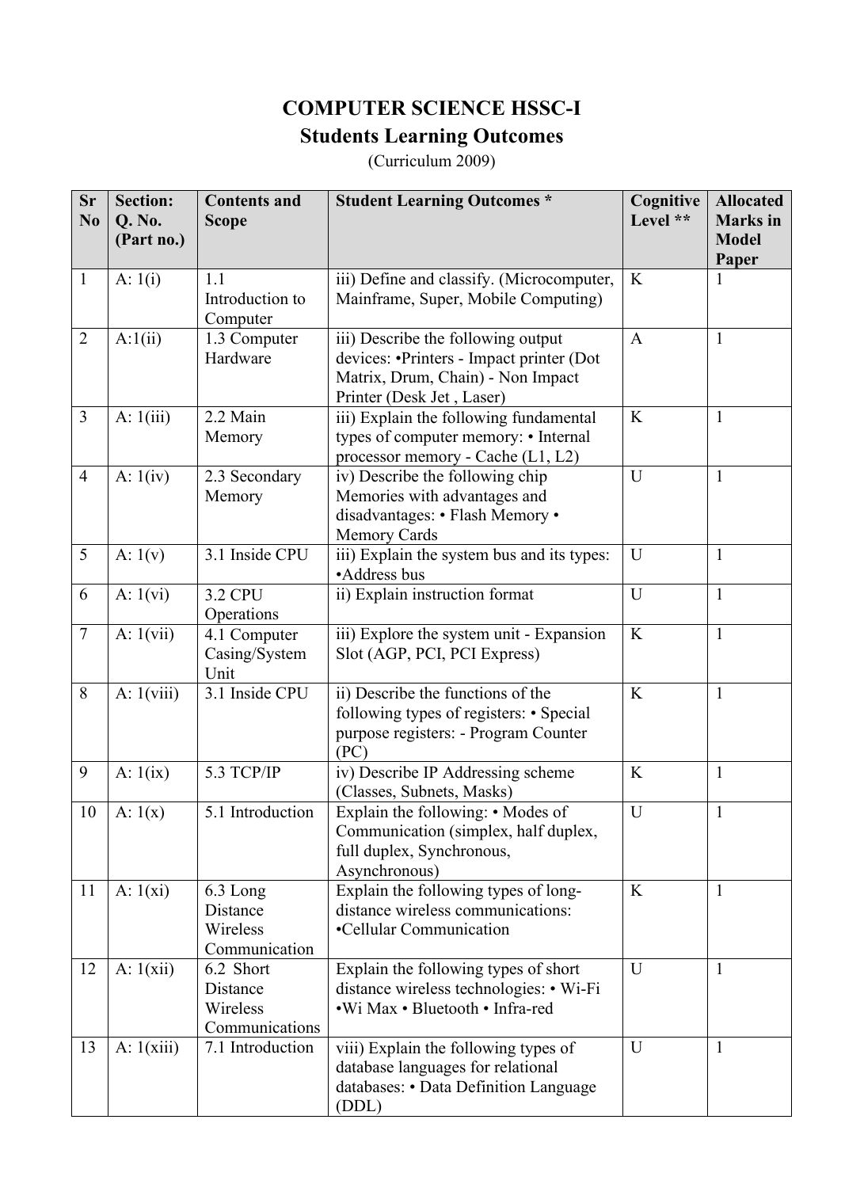# COMPUTER SCIENCE HSSC-I

## Students Learning Outcomes

(Curriculum 2009)

| Sr No | Section: Q. No. (Part no.) | Contents and Scope | Student Learning Outcomes * | Cognitive Level ** | Allocated Marks in Model Paper |
|---|---|---|---|---|---|
| 1 | A: 1(i) | 1.1 Introduction to Computer | iii) Define and classify. (Microcomputer, Mainframe, Super, Mobile Computing) | K | 1 |
| 2 | A:1(ii) | 1.3 Computer Hardware | iii) Describe the following output devices: •Printers - Impact printer (Dot Matrix, Drum, Chain) - Non Impact Printer (Desk Jet , Laser) | A | 1 |
| 3 | A: 1(iii) | 2.2 Main Memory | iii) Explain the following fundamental types of computer memory: • Internal processor memory - Cache (L1, L2) | K | 1 |
| 4 | A: 1(iv) | 2.3 Secondary Memory | iv) Describe the following chip Memories with advantages and disadvantages: • Flash Memory • Memory Cards | U | 1 |
| 5 | A: 1(v) | 3.1 Inside CPU | iii) Explain the system bus and its types: •Address bus | U | 1 |
| 6 | A: 1(vi) | 3.2 CPU Operations | ii) Explain instruction format | U | 1 |
| 7 | A: 1(vii) | 4.1 Computer Casing/System Unit | iii) Explore the system unit - Expansion Slot (AGP, PCI, PCI Express) | K | 1 |
| 8 | A: 1(viii) | 3.1 Inside CPU | ii) Describe the functions of the following types of registers: • Special purpose registers: - Program Counter (PC) | K | 1 |
| 9 | A: 1(ix) | 5.3 TCP/IP | iv) Describe IP Addressing scheme (Classes, Subnets, Masks) | K | 1 |
| 10 | A: 1(x) | 5.1 Introduction | Explain the following: • Modes of Communication (simplex, half duplex, full duplex, Synchronous, Asynchronous) | U | 1 |
| 11 | A: 1(xi) | 6.3 Long Distance Wireless Communication | Explain the following types of long-distance wireless communications: •Cellular Communication | K | 1 |
| 12 | A: 1(xii) | 6.2 Short Distance Wireless Communications | Explain the following types of short distance wireless technologies: • Wi-Fi •Wi Max • Bluetooth • Infra-red | U | 1 |
| 13 | A: 1(xiii) | 7.1 Introduction | viii) Explain the following types of database languages for relational databases: • Data Definition Language (DDL) | U | 1 |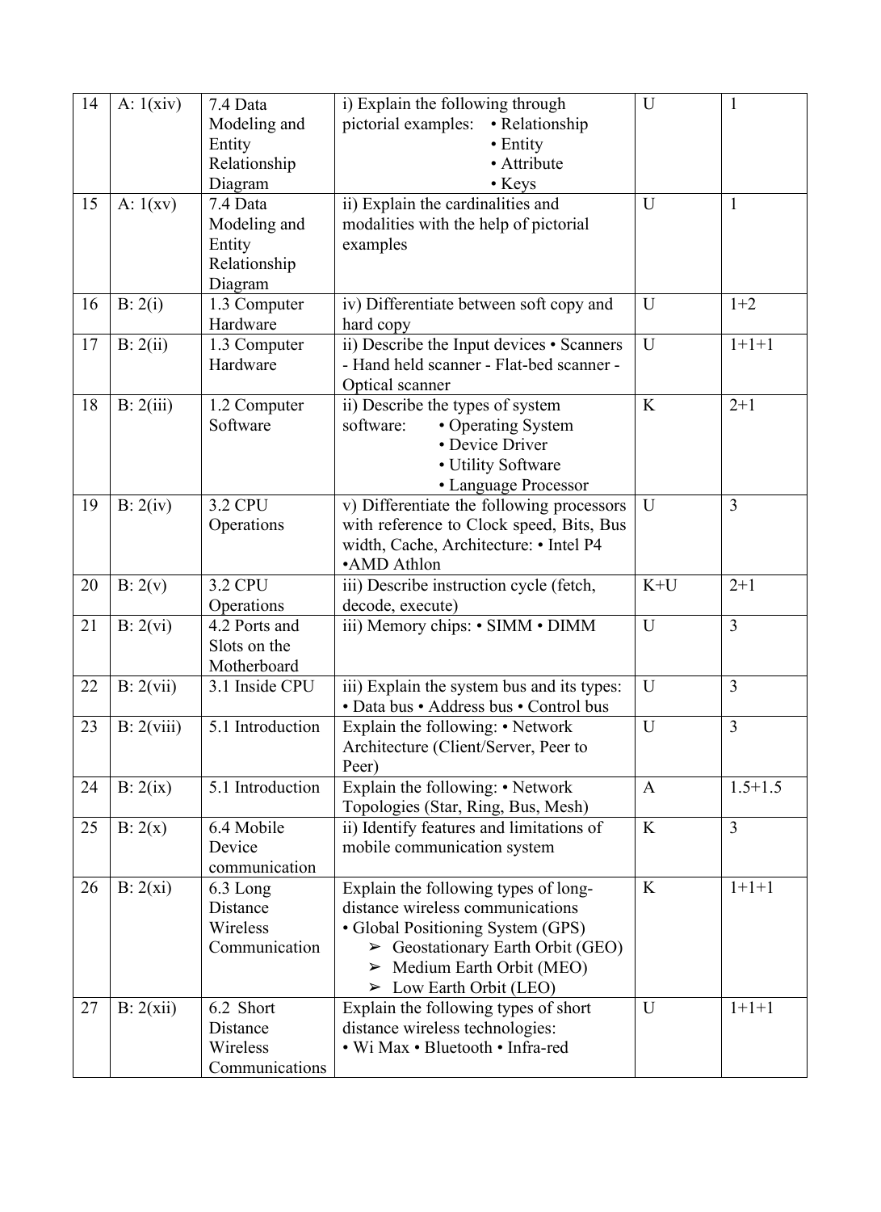| 14 | A: 1(xiv) | 7.4 Data Modeling and Entity Relationship Diagram | i) Explain the following through pictorial examples: • Relationship • Entity • Attribute • Keys | U | 1 |
|---|---|---|---|---|---|
| 15 | A: 1(xv) | 7.4 Data Modeling and Entity Relationship Diagram | ii) Explain the cardinalities and modalities with the help of pictorial examples | U | 1 |
| 16 | B: 2(i) | 1.3 Computer Hardware | iv) Differentiate between soft copy and hard copy | U | 1+2 |
| 17 | B: 2(ii) | 1.3 Computer Hardware | ii) Describe the Input devices • Scanners - Hand held scanner - Flat-bed scanner - Optical scanner | U | 1+1+1 |
| 18 | B: 2(iii) | 1.2 Computer Software | ii) Describe the types of system software: • Operating System • Device Driver • Utility Software • Language Processor | K | 2+1 |
| 19 | B: 2(iv) | 3.2 CPU Operations | v) Differentiate the following processors with reference to Clock speed, Bits, Bus width, Cache, Architecture: • Intel P4 •AMD Athlon | U | 3 |
| 20 | B: 2(v) | 3.2 CPU Operations | iii) Describe instruction cycle (fetch, decode, execute) | K+U | 2+1 |
| 21 | B: 2(vi) | 4.2 Ports and Slots on the Motherboard | iii) Memory chips: • SIMM • DIMM | U | 3 |
| 22 | B: 2(vii) | 3.1 Inside CPU | iii) Explain the system bus and its types: • Data bus • Address bus • Control bus | U | 3 |
| 23 | B: 2(viii) | 5.1 Introduction | Explain the following: • Network Architecture (Client/Server, Peer to Peer) | U | 3 |
| 24 | B: 2(ix) | 5.1 Introduction | Explain the following: • Network Topologies (Star, Ring, Bus, Mesh) | A | 1.5+1.5 |
| 25 | B: 2(x) | 6.4 Mobile Device communication | ii) Identify features and limitations of mobile communication system | K | 3 |
| 26 | B: 2(xi) | 6.3 Long Distance Wireless Communication | Explain the following types of long-distance wireless communications • Global Positioning System (GPS) ➢ Geostationary Earth Orbit (GEO) ➢ Medium Earth Orbit (MEO) ➢ Low Earth Orbit (LEO) | K | 1+1+1 |
| 27 | B: 2(xii) | 6.2 Short Distance Wireless Communications | Explain the following types of short distance wireless technologies: • Wi Max • Bluetooth • Infra-red | U | 1+1+1 |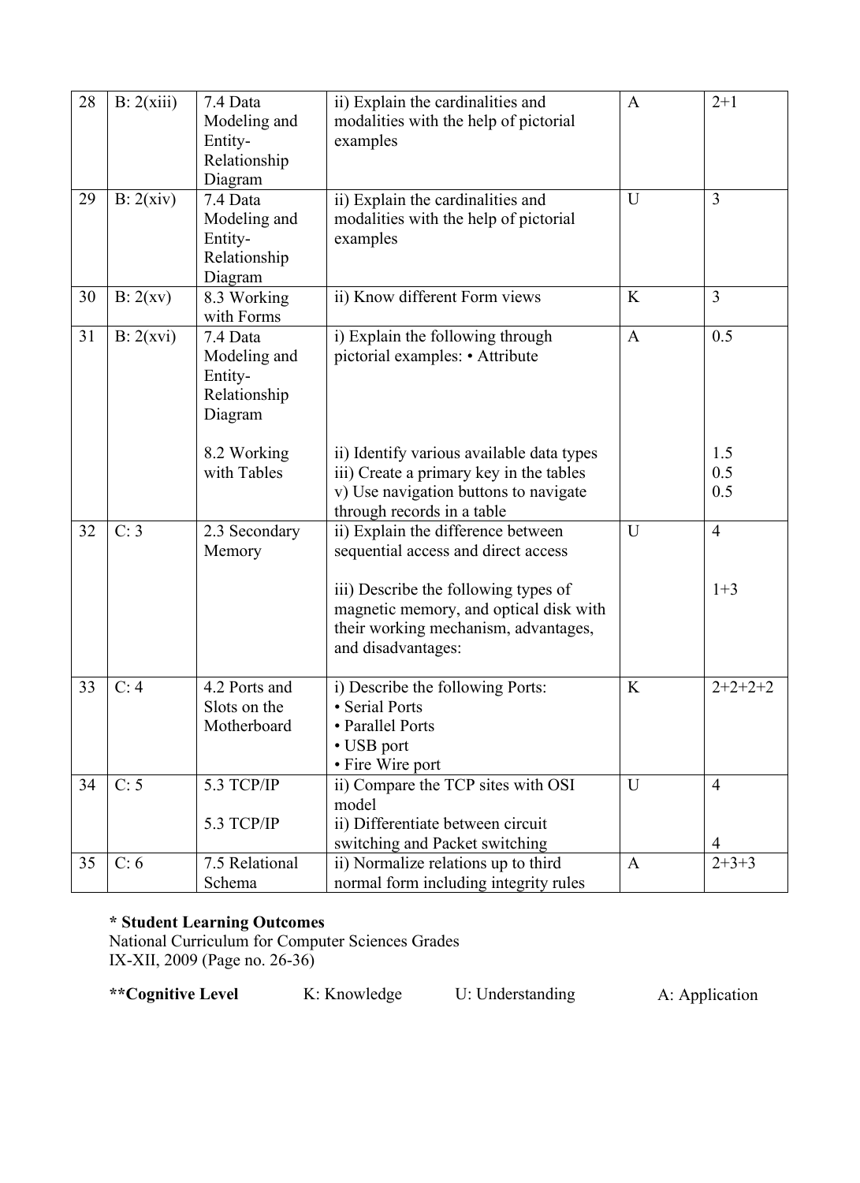| 28 | B: 2(xiii) | 7.4 Data Modeling and Entity-Relationship Diagram | ii) Explain the cardinalities and modalities with the help of pictorial examples | A | 2+1 |
|---|---|---|---|---|---|
| 29 | B: 2(xiv) | 7.4 Data Modeling and Entity-Relationship Diagram | ii) Explain the cardinalities and modalities with the help of pictorial examples | U | 3 |
| 30 | B: 2(xv) | 8.3 Working with Forms | ii) Know different Form views | K | 3 |
| 31 | B: 2(xvi) | 7.4 Data Modeling and Entity-Relationship Diagram<br><br>8.2 Working with Tables | i) Explain the following through pictorial examples: • Attribute<br><br>ii) Identify various available data types<br>iii) Create a primary key in the tables<br>v) Use navigation buttons to navigate through records in a table | A | 0.5<br><br>1.5<br>0.5<br>0.5 |
| 32 | C: 3 | 2.3 Secondary Memory | ii) Explain the difference between sequential access and direct access<br><br>iii) Describe the following types of magnetic memory, and optical disk with their working mechanism, advantages, and disadvantages: | U | 4<br><br>1+3 |
| 33 | C: 4 | 4.2 Ports and Slots on the Motherboard | i) Describe the following Ports:<br>• Serial Ports<br>• Parallel Ports<br>• USB port<br>• Fire Wire port | K | 2+2+2+2 |
| 34 | C: 5 | 5.3 TCP/IP<br><br>5.3 TCP/IP | ii) Compare the TCP sites with OSI model<br>ii) Differentiate between circuit switching and Packet switching | U | 4<br><br>4 |
| 35 | C: 6 | 7.5 Relational Schema | ii) Normalize relations up to third normal form including integrity rules | A | 2+3+3 |

**\* Student Learning Outcomes**
National Curriculum for Computer Sciences Grades IX-XII, 2009 (Page no. 26-36)

**\*\*Cognitive Level** K: Knowledge U: Understanding A: Application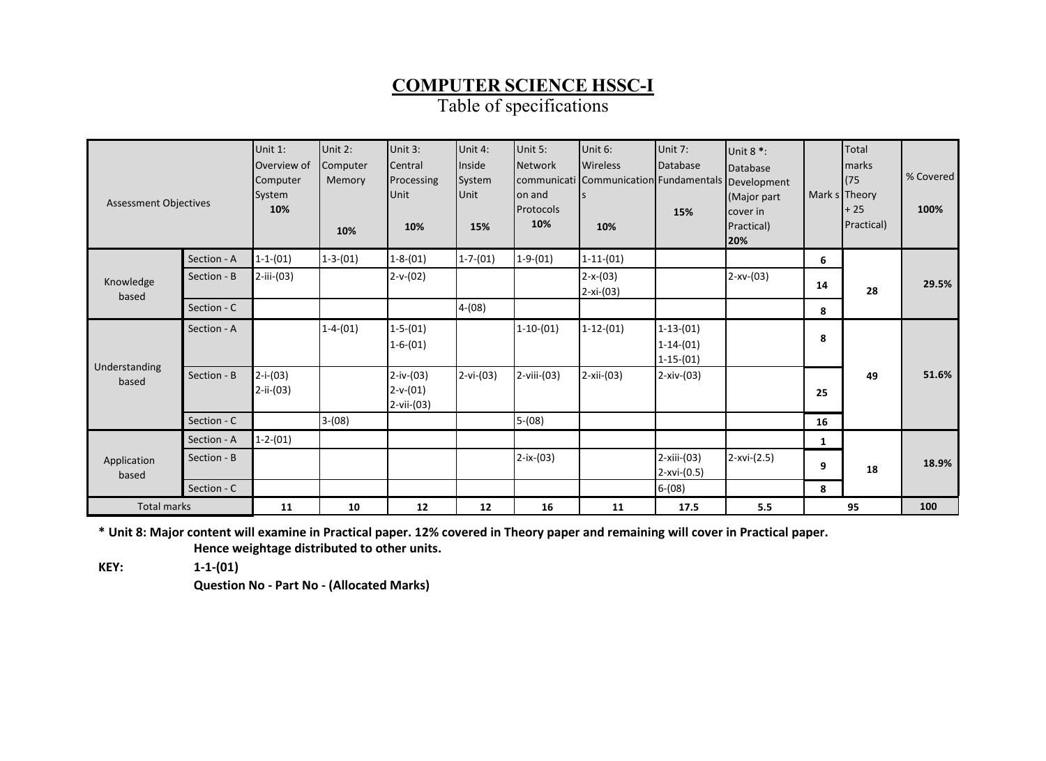# COMPUTER SCIENCE HSSC-I

Table of specifications

| Assessment Objectives | | Unit 1: Overview of Computer System 10% | Unit 2: Computer Memory 10% | Unit 3: Central Processing Unit 10% | Unit 4: Inside System Unit 15% | Unit 5: Network communication and Protocols 10% | Unit 6: Wireless Communications 10% | Unit 7: Database Fundamentals 15% | Unit 8 *: Database Development (Major part cover in Practical) 20% | Marks | Total marks (75 Theory + 25 Practical) | % Covered 100% |
|---|---|---|---|---|---|---|---|---|---|---|---|---|
| Knowledge based | Section - A | 1-1-(01) | 1-3-(01) | 1-8-(01) | 1-7-(01) | 1-9-(01) | 1-11-(01) | | | 6 | 28 | 29.5% |
| | Section - B | 2-iii-(03) | | 2-v-(02) | | | 2-x-(03)<br>2-xi-(03) | | 2-xv-(03) | 14 | | |
| | Section - C | | | | 4-(08) | | | | | 8 | | |
| Understanding based | Section - A | | 1-4-(01) | 1-5-(01)<br>1-6-(01) | | 1-10-(01) | 1-12-(01) | 1-13-(01)<br>1-14-(01)<br>1-15-(01) | | 8 | 49 | 51.6% |
| | Section - B | 2-i-(03)<br>2-ii-(03) | | 2-iv-(03)<br>2-v-(01)<br>2-vii-(03) | 2-vi-(03) | 2-viii-(03) | 2-xii-(03) | 2-xiv-(03) | | 25 | | |
| | Section - C | | 3-(08) | | | 5-(08) | | | | 16 | | |
| Application based | Section - A | 1-2-(01) | | | | | | | | 1 | 18 | 18.9% |
| | Section - B | | | | | 2-ix-(03) | | 2-xiii-(03)<br>2-xvi-(0.5) | 2-xvi-(2.5) | 9 | | |
| | Section - C | | | | | | | 6-(08) | | 8 | | |
| Total marks | | 11 | 10 | 12 | 12 | 16 | 11 | 17.5 | 5.5 | 95 | | 100 |

**\* Unit 8: Major content will examine in Practical paper. 12% covered in Theory paper and remaining will cover in Practical paper. Hence weightage distributed to other units.**

**KEY: 1-1-(01)**

**Question No - Part No - (Allocated Marks)**